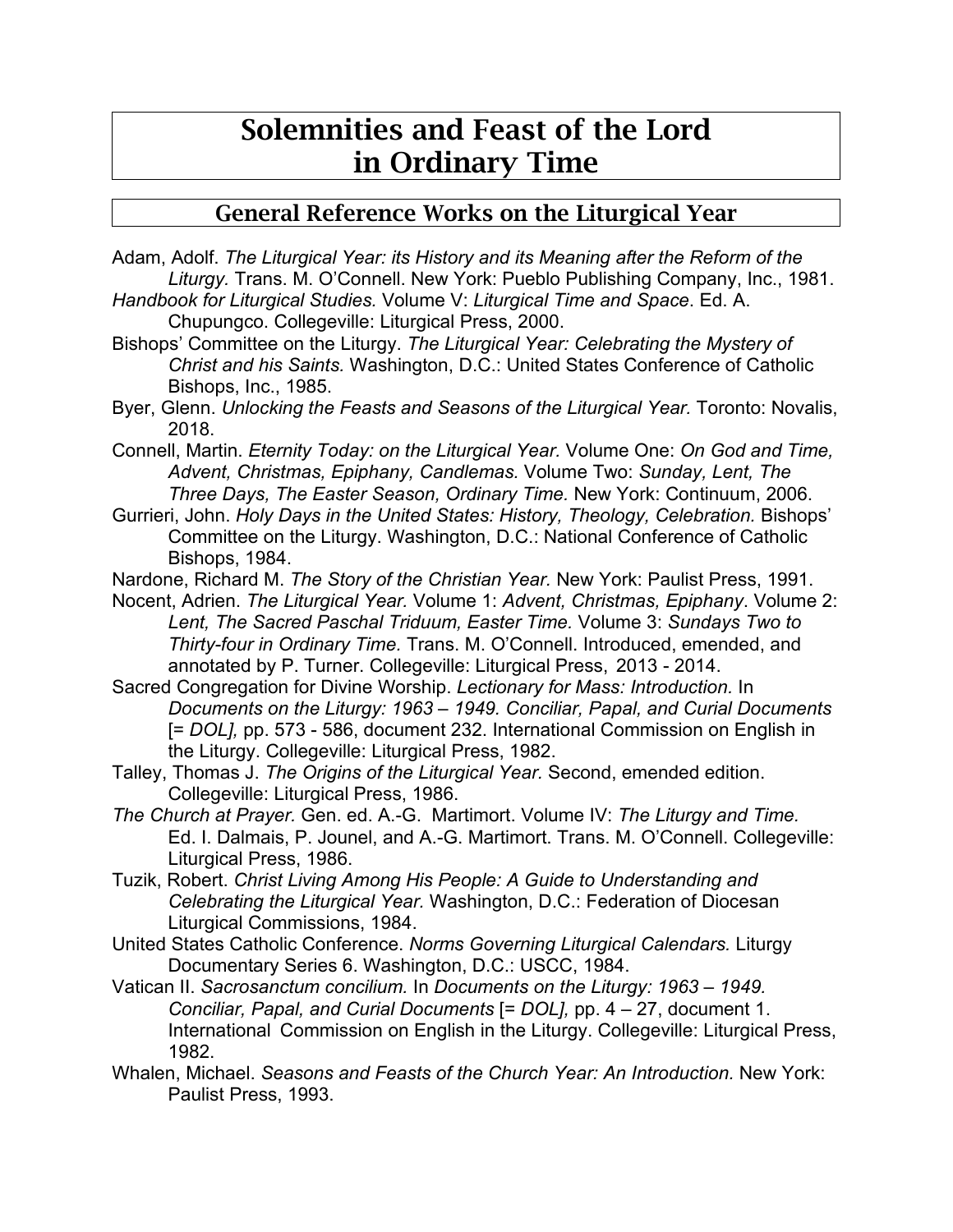# Solemnities and Feast of the Lord in Ordinary Time

## General Reference Works on the Liturgical Year

Adam, Adolf. *The Liturgical Year: its History and its Meaning after the Reform of the Liturgy.* Trans. M. O'Connell. New York: Pueblo Publishing Company, Inc., 1981.

*Handbook for Liturgical Studies.* Volume V: *Liturgical Time and Space*. Ed. A. Chupungco. Collegeville: Liturgical Press, 2000.

Bishops' Committee on the Liturgy. *The Liturgical Year: Celebrating the Mystery of Christ and his Saints.* Washington, D.C.: United States Conference of Catholic Bishops, Inc., 1985.

Byer, Glenn. *Unlocking the Feasts and Seasons of the Liturgical Year.* Toronto: Novalis, 2018.

Connell, Martin. *Eternity Today: on the Liturgical Year*. Volume One: *On God and Time, Advent, Christmas, Epiphany, Candlemas.* Volume Two: *Sunday, Lent, The Three Days, The Easter Season, Ordinary Time.* New York: Continuum, 2006.

Gurrieri, John. *Holy Days in the United States: History, Theology, Celebration.* Bishops' Committee on the Liturgy. Washington, D.C.: National Conference of Catholic Bishops, 1984.

Nardone, Richard M. *The Story of the Christian Year.* New York: Paulist Press, 1991.

Nocent, Adrien. *The Liturgical Year.* Volume 1: *Advent, Christmas, Epiphany*. Volume 2: *Lent, The Sacred Paschal Triduum, Easter Time.* Volume 3: *Sundays Two to Thirty-four in Ordinary Time.* Trans. M. O'Connell. Introduced, emended, and annotated by P. Turner. Collegeville: Liturgical Press, 2013 - 2014.

Sacred Congregation for Divine Worship. *Lectionary for Mass: Introduction.* In *Documents on the Liturgy: 1963 – 1949. Conciliar, Papal, and Curial Documents* [= *DOL],* pp. 573 - 586, document 232. International Commission on English in the Liturgy. Collegeville: Liturgical Press, 1982.

Talley, Thomas J. *The Origins of the Liturgical Year.* Second, emended edition. Collegeville: Liturgical Press, 1986.

*The Church at Prayer.* Gen. ed. A.-G. Martimort. Volume IV: *The Liturgy and Time.* Ed. I. Dalmais, P. Jounel, and A.-G. Martimort. Trans. M. O'Connell. Collegeville: Liturgical Press, 1986.

Tuzik, Robert. *Christ Living Among His People: A Guide to Understanding and Celebrating the Liturgical Year.* Washington, D.C.: Federation of Diocesan Liturgical Commissions, 1984.

United States Catholic Conference. *Norms Governing Liturgical Calendars.* Liturgy Documentary Series 6. Washington, D.C.: USCC, 1984.

Vatican II. *Sacrosanctum concilium.* In *Documents on the Liturgy: 1963 – 1949. Conciliar, Papal, and Curial Documents* [= *DOL],* pp. 4 – 27, document 1. International Commission on English in the Liturgy. Collegeville: Liturgical Press, 1982.

Whalen, Michael. *Seasons and Feasts of the Church Year: An Introduction.* New York: Paulist Press, 1993.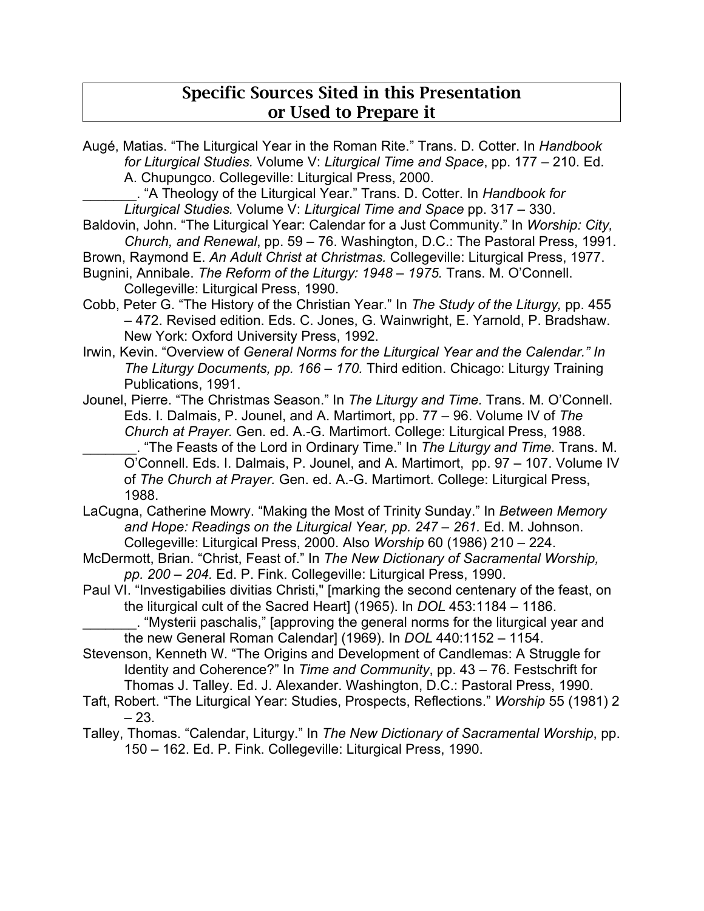## Specific Sources Sited in this Presentation or Used to Prepare it

Augé, Matias. "The Liturgical Year in the Roman Rite." Trans. D. Cotter. In *Handbook for Liturgical Studies.* Volume V: *Liturgical Time and Space*, pp. 177 – 210. Ed. A. Chupungco. Collegeville: Liturgical Press, 2000.

_______. "A Theology of the Liturgical Year." Trans. D. Cotter. In *Handbook for Liturgical Studies.* Volume V: *Liturgical Time and Space* pp. 317 – 330.

Baldovin, John. "The Liturgical Year: Calendar for a Just Community." In *Worship: City, Church, and Renewal*, pp. 59 – 76. Washington, D.C.: The Pastoral Press, 1991.

Brown, Raymond E. *An Adult Christ at Christmas.* Collegeville: Liturgical Press, 1977.

Bugnini, Annibale. *The Reform of the Liturgy: 1948 – 1975.* Trans. M. O'Connell. Collegeville: Liturgical Press, 1990.

Cobb, Peter G. "The History of the Christian Year." In *The Study of the Liturgy,* pp. 455 – 472. Revised edition. Eds. C. Jones, G. Wainwright, E. Yarnold, P. Bradshaw. New York: Oxford University Press, 1992.

Irwin, Kevin. "Overview of *General Norms for the Liturgical Year and the Calendar." In The Liturgy Documents, pp. 166 – 170.* Third edition. Chicago: Liturgy Training Publications, 1991.

Jounel, Pierre. "The Christmas Season." In *The Liturgy and Time.* Trans. M. O'Connell. Eds. I. Dalmais, P. Jounel, and A. Martimort, pp. 77 – 96. Volume IV of *The Church at Prayer.* Gen. ed. A.-G. Martimort. College: Liturgical Press, 1988.

_______. "The Feasts of the Lord in Ordinary Time." In *The Liturgy and Time.* Trans. M. O'Connell. Eds. I. Dalmais, P. Jounel, and A. Martimort, pp. 97 – 107. Volume IV of *The Church at Prayer.* Gen. ed. A.-G. Martimort. College: Liturgical Press, 1988.

LaCugna, Catherine Mowry. "Making the Most of Trinity Sunday." In *Between Memory and Hope: Readings on the Liturgical Year, pp. 247 – 261.* Ed. M. Johnson. Collegeville: Liturgical Press, 2000. Also *Worship* 60 (1986) 210 – 224.

McDermott, Brian. "Christ, Feast of." In *The New Dictionary of Sacramental Worship, pp. 200 – 204.* Ed. P. Fink. Collegeville: Liturgical Press, 1990.

Paul VI. "Investigabilies divitias Christi," [marking the second centenary of the feast, on the liturgical cult of the Sacred Heart] (1965). In *DOL* 453:1184 – 1186.

_______. "Mysterii paschalis," [approving the general norms for the liturgical year and the new General Roman Calendar] (1969). In *DOL* 440:1152 – 1154.

Stevenson, Kenneth W. "The Origins and Development of Candlemas: A Struggle for Identity and Coherence?" In *Time and Community*, pp. 43 – 76. Festschrift for Thomas J. Talley. Ed. J. Alexander. Washington, D.C.: Pastoral Press, 1990.

Taft, Robert. "The Liturgical Year: Studies, Prospects, Reflections." *Worship* 55 (1981) 2 – 23.

Talley, Thomas. "Calendar, Liturgy." In *The New Dictionary of Sacramental Worship*, pp. 150 – 162. Ed. P. Fink. Collegeville: Liturgical Press, 1990.